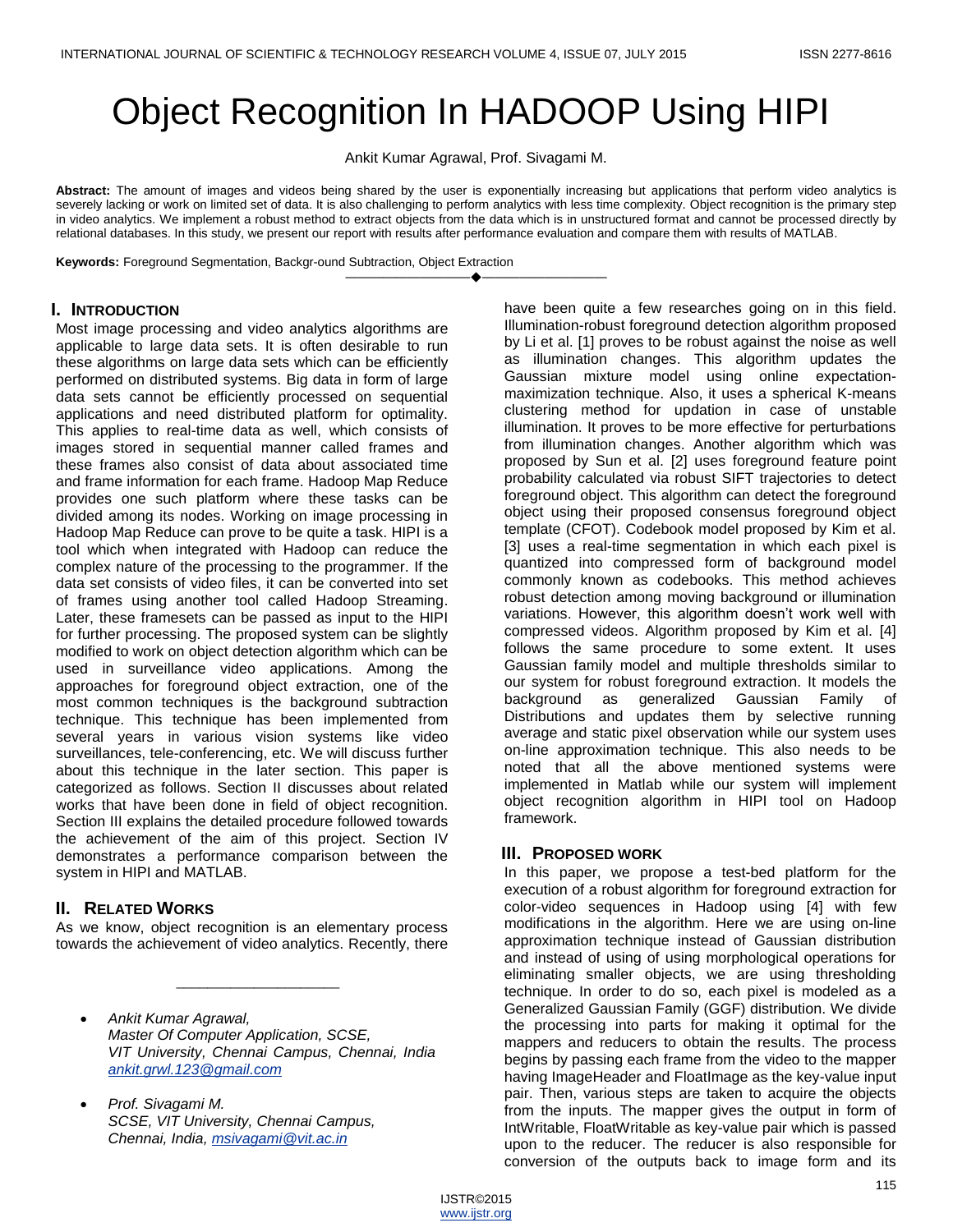# Object Recognition In HADOOP Using HIPI

Ankit Kumar Agrawal, Prof. Sivagami M.

**Abstract:** The amount of images and videos being shared by the user is exponentially increasing but applications that perform video analytics is severely lacking or work on limited set of data. It is also challenging to perform analytics with less time complexity. Object recognition is the primary step in video analytics. We implement a robust method to extract objects from the data which is in unstructured format and cannot be processed directly by relational databases. In this study, we present our report with results after performance evaluation and compare them with results of MATLAB.

**Keywords:** Foreground Segmentation, Backgr-ound Subtraction, Object Extraction

## I. Introduction

Most image processing and video analytics algorithms are applicable to large data sets. It is often desirable to run these algorithms on large data sets which can be efficiently performed on distributed systems. Big data in form of large data sets cannot be efficiently processed on sequential applications and need distributed platform for optimality. This applies to real-time data as well, which consists of images stored in sequential manner called frames and these frames also consist of data about associated time and frame information for each frame. Hadoop Map Reduce provides one such platform where these tasks can be divided among its nodes. Working on image processing in Hadoop Map Reduce can prove to be quite a task. HIPI is a tool which when integrated with Hadoop can reduce the complex nature of the processing to the programmer. If the data set consists of video files, it can be converted into set of frames using another tool called Hadoop Streaming. Later, these framesets can be passed as input to the HIPI for further processing. The proposed system can be slightly modified to work on object detection algorithm which can be used in surveillance video applications. Among the approaches for foreground object extraction, one of the most common techniques is the background subtraction technique. This technique has been implemented from several years in various vision systems like video surveillances, tele-conferencing, etc. We will discuss further about this technique in the later section. This paper is categorized as follows. Section II discusses about related works that have been done in field of object recognition. Section III explains the detailed procedure followed towards the achievement of the aim of this project. Section IV demonstrates a performance comparison between the system in HIPI and MATLAB.

## II. Related Works

As we know, object recognition is an elementary process towards the achievement of video analytics. Recently, there have been quite a few researches going on in this field. Illumination-robust foreground detection algorithm proposed by Li et al. [1] proves to be robust against the noise as well as illumination changes. This algorithm updates the Gaussian mixture model using online expectation-maximization technique. Also, it uses a spherical K-means clustering method for updation in case of unstable illumination. It proves to be more effective for perturbations from illumination changes. Another algorithm which was proposed by Sun et al. [2] uses foreground feature point probability calculated via robust SIFT trajectories to detect foreground object. This algorithm can detect the foreground object using their proposed consensus foreground object template (CFOT). Codebook model proposed by Kim et al. [3] uses a real-time segmentation in which each pixel is quantized into compressed form of background model commonly known as codebooks. This method achieves robust detection among moving background or illumination variations. However, this algorithm doesn't work well with compressed videos. Algorithm proposed by Kim et al. [4] follows the same procedure to some extent. It uses Gaussian family model and multiple thresholds similar to our system for robust foreground extraction. It models the background as generalized Gaussian Family of Distributions and updates them by selective running average and static pixel observation while our system uses on-line approximation technique. This also needs to be noted that all the above mentioned systems were implemented in Matlab while our system will implement object recognition algorithm in HIPI tool on Hadoop framework.

## III. Proposed Work

In this paper, we propose a test-bed platform for the execution of a robust algorithm for foreground extraction for color-video sequences in Hadoop using [4] with few modifications in the algorithm. Here we are using on-line approximation technique instead of Gaussian distribution and instead of using of using morphological operations for eliminating smaller objects, we are using thresholding technique. In order to do so, each pixel is modeled as a Generalized Gaussian Family (GGF) distribution. We divide the processing into parts for making it optimal for the mappers and reducers to obtain the results. The process begins by passing each frame from the video to the mapper having ImageHeader and FloatImage as the key-value input pair. Then, various steps are taken to acquire the objects from the inputs. The mapper gives the output in form of IntWritable, FloatWritable as key-value pair which is passed upon to the reducer. The reducer is also responsible for conversion of the outputs back to image form and its

---

- *Ankit Kumar Agrawal,*
  *Master Of Computer Application, SCSE,*
  *VIT University, Chennai Campus, Chennai, India*
  *ankit.grwl.123@gmail.com*

- *Prof. Sivagami M.*
  *SCSE, VIT University, Chennai Campus,*
  *Chennai, India, msivagami@vit.ac.in*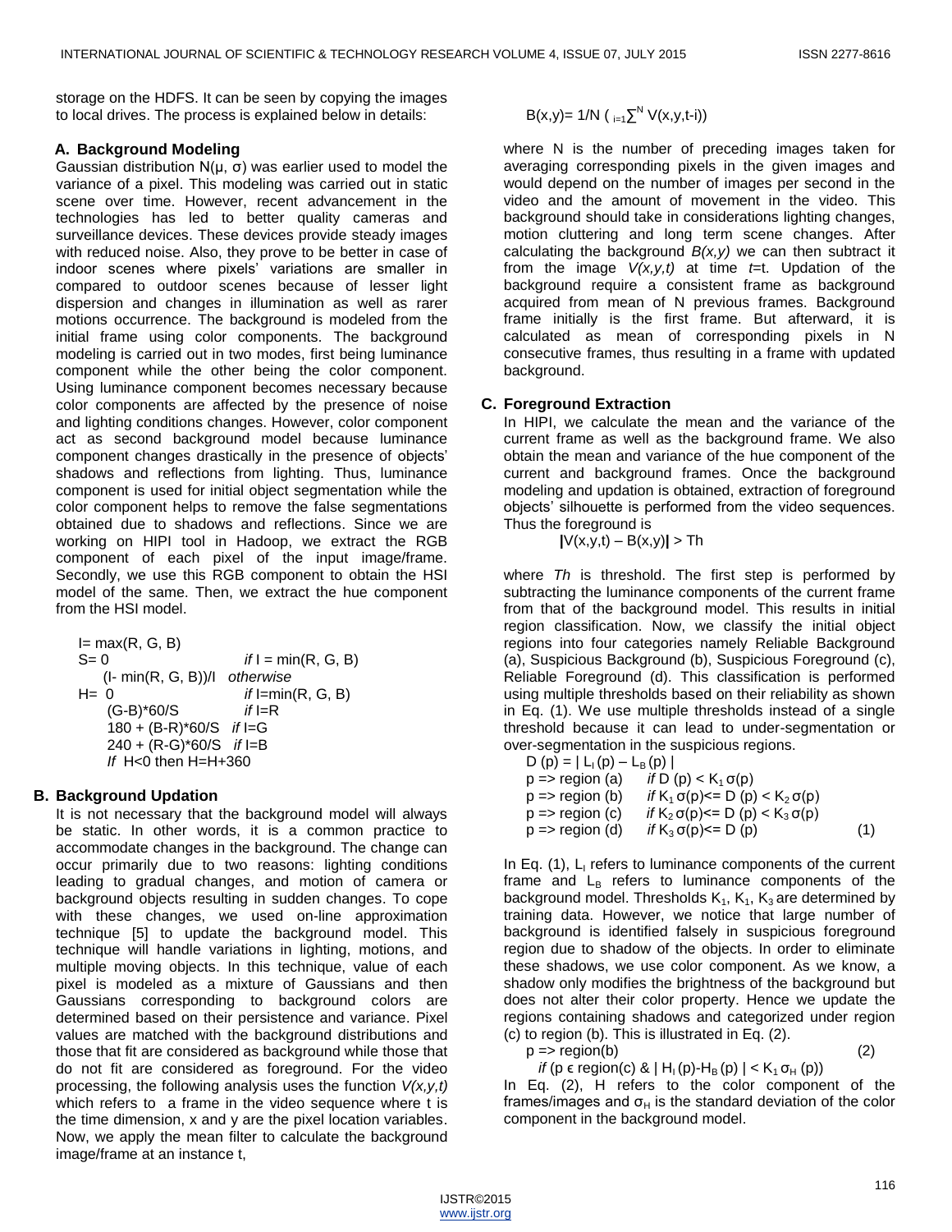storage on the HDFS. It can be seen by copying the images to local drives. The process is explained below in details:

### A. Background Modeling

Gaussian distribution N(μ, σ) was earlier used to model the variance of a pixel. This modeling was carried out in static scene over time. However, recent advancement in the technologies has led to better quality cameras and surveillance devices. These devices provide steady images with reduced noise. Also, they prove to be better in case of indoor scenes where pixels' variations are smaller in compared to outdoor scenes because of lesser light dispersion and changes in illumination as well as rarer motions occurrence. The background is modeled from the initial frame using color components. The background modeling is carried out in two modes, first being luminance component while the other being the color component. Using luminance component becomes necessary because color components are affected by the presence of noise and lighting conditions changes. However, color component act as second background model because luminance component changes drastically in the presence of objects' shadows and reflections from lighting. Thus, luminance component is used for initial object segmentation while the color component helps to remove the false segmentations obtained due to shadows and reflections. Since we are working on HIPI tool in Hadoop, we extract the RGB component of each pixel of the input image/frame. Secondly, we use this RGB component to obtain the HSI model of the same. Then, we extract the hue component from the HSI model.

$$I = \max(R, G, B)$$

$$S = \begin{cases} 0 & \text{if } I = \min(R, G, B) \\ (I - \min(R, G, B))/I & \text{otherwise} \end{cases}$$

$$H = \begin{cases} 0 & \text{if } I = \min(R, G, B) \\ (G-B)*60/S & \text{if } I=R \\ 180 + (B-R)*60/S & \text{if } I=G \\ 240 + (R-G)*60/S & \text{if } I=B \end{cases}$$

*If* H<0 then H=H+360

### B. Background Updation

It is not necessary that the background model will always be static. In other words, it is a common practice to accommodate changes in the background. The change can occur primarily due to two reasons: lighting conditions leading to gradual changes, and motion of camera or background objects resulting in sudden changes. To cope with these changes, we used on-line approximation technique [5] to update the background model. This technique will handle variations in lighting, motions, and multiple moving objects. In this technique, value of each pixel is modeled as a mixture of Gaussians and then Gaussians corresponding to background colors are determined based on their persistence and variance. Pixel values are matched with the background distributions and those that fit are considered as background while those that do not fit are considered as foreground. For the video processing, the following analysis uses the function $V(x,y,t)$ which refers to a frame in the video sequence where t is the time dimension, x and y are the pixel location variables. Now, we apply the mean filter to calculate the background image/frame at an instance t,

$$B(x,y) = 1/N \left( \sum_{i=1}^{N} V(x,y,t-i) \right)$$

where N is the number of preceding images taken for averaging corresponding pixels in the given images and would depend on the number of images per second in the video and the amount of movement in the video. This background should take in considerations lighting changes, motion cluttering and long term scene changes. After calculating the background $B(x,y)$ we can then subtract it from the image $V(x,y,t)$ at time $t$=t. Updation of the background require a consistent frame as background acquired from mean of N previous frames. Background frame initially is the first frame. But afterward, it is calculated as mean of corresponding pixels in N consecutive frames, thus resulting in a frame with updated background.

### C. Foreground Extraction

In HIPI, we calculate the mean and the variance of the current frame as well as the background frame. We also obtain the mean and variance of the hue component of the current and background frames. Once the background modeling and updation is obtained, extraction of foreground objects' silhouette is performed from the video sequences. Thus the foreground is

$$|V(x,y,t) - B(x,y)| > Th$$

where *Th* is threshold. The first step is performed by subtracting the luminance components of the current frame from that of the background model. This results in initial region classification. Now, we classify the initial object regions into four categories namely Reliable Background (a), Suspicious Background (b), Suspicious Foreground (c), Reliable Foreground (d). This classification is performed using multiple thresholds based on their reliability as shown in Eq. (1). We use multiple thresholds instead of a single threshold because it can lead to under-segmentation or over-segmentation in the suspicious regions.

$$D(p) = |L_I(p) - L_B(p)|$$

$$\begin{aligned} p &\Rightarrow \text{region (a)} && \text{if } D(p) < K_1\sigma(p) \\ p &\Rightarrow \text{region (b)} && \text{if } K_1\sigma(p) <= D(p) < K_2\sigma(p) \\ p &\Rightarrow \text{region (c)} && \text{if } K_2\sigma(p) <= D(p) < K_3\sigma(p) \\ p &\Rightarrow \text{region (d)} && \text{if } K_3\sigma(p) <= D(p) \end{aligned} \quad (1)$$

In Eq. (1), $L_I$ refers to luminance components of the current frame and $L_B$ refers to luminance components of the background model. Thresholds $K_1$, $K_1$, $K_3$ are determined by training data. However, we notice that large number of background is identified falsely in suspicious foreground region due to shadow of the objects. In order to eliminate these shadows, we use color component. As we know, a shadow only modifies the brightness of the background but does not alter their color property. Hence we update the regions containing shadows and categorized under region (c) to region (b). This is illustrated in Eq. (2).

$$p \Rightarrow \text{region(b)} \quad (2)$$

$$\text{if } (p \in \text{region(c)} \ \& \ |H_I(p) - H_B(p)| < K_1\sigma_H(p))$$

In Eq. (2), H refers to the color component of the frames/images and $\sigma_H$ is the standard deviation of the color component in the background model.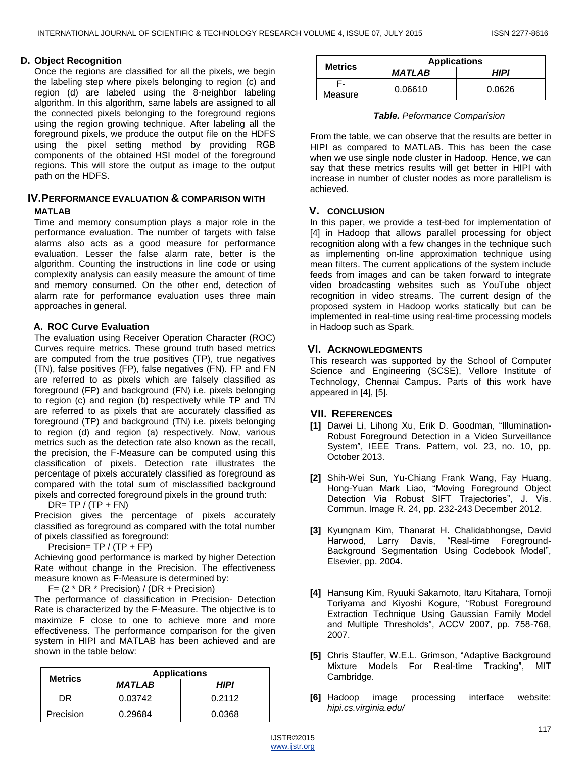### D. Object Recognition

Once the regions are classified for all the pixels, we begin the labeling step where pixels belonging to region (c) and region (d) are labeled using the 8-neighbor labeling algorithm. In this algorithm, same labels are assigned to all the connected pixels belonging to the foreground regions using the region growing technique. After labeling all the foreground pixels, we produce the output file on the HDFS using the pixel setting method by providing RGB components of the obtained HSI model of the foreground regions. This will store the output as image to the output path on the HDFS.

## IV. PERFORMANCE EVALUATION & COMPARISON WITH MATLAB

Time and memory consumption plays a major role in the performance evaluation. The number of targets with false alarms also acts as a good measure for performance evaluation. Lesser the false alarm rate, better is the algorithm. Counting the instructions in line code or using complexity analysis can easily measure the amount of time and memory consumed. On the other end, detection of alarm rate for performance evaluation uses three main approaches in general.

### A. ROC Curve Evaluation

The evaluation using Receiver Operation Character (ROC) Curves require metrics. These ground truth based metrics are computed from the true positives (TP), true negatives (TN), false positives (FP), false negatives (FN). FP and FN are referred to as pixels which are falsely classified as foreground (FP) and background (FN) i.e. pixels belonging to region (c) and region (b) respectively while TP and TN are referred to as pixels that are accurately classified as foreground (TP) and background (TN) i.e. pixels belonging to region (d) and region (a) respectively. Now, various metrics such as the detection rate also known as the recall, the precision, the F-Measure can be computed using this classification of pixels. Detection rate illustrates the percentage of pixels accurately classified as foreground as compared with the total sum of misclassified background pixels and corrected foreground pixels in the ground truth:

$$DR = TP / (TP + FN)$$

Precision gives the percentage of pixels accurately classified as foreground as compared with the total number of pixels classified as foreground:

$$Precision = TP / (TP + FP)$$

Achieving good performance is marked by higher Detection Rate without change in the Precision. The effectiveness measure known as F-Measure is determined by:

$$F = (2 * DR * Precision) / (DR + Precision)$$

The performance of classification in Precision- Detection Rate is characterized by the F-Measure. The objective is to maximize F close to one to achieve more and more effectiveness. The performance comparison for the given system in HIPI and MATLAB has been achieved and are shown in the table below:

| Metrics | Applications | |
|---|---|---|
| | ***MATLAB*** | ***HIPI*** |
| DR | 0.03742 | 0.2112 |
| Precision | 0.29684 | 0.0368 |
| F-Measure | 0.06610 | 0.0626 |

***Table.*** *Peformance Comparision*

From the table, we can observe that the results are better in HIPI as compared to MATLAB. This has been the case when we use single node cluster in Hadoop. Hence, we can say that these metrics results will get better in HIPI with increase in number of cluster nodes as more parallelism is achieved.

## V. CONCLUSION

In this paper, we provide a test-bed for implementation of [4] in Hadoop that allows parallel processing for object recognition along with a few changes in the technique such as implementing on-line approximation technique using mean filters. The current applications of the system include feeds from images and can be taken forward to integrate video broadcasting websites such as YouTube object recognition in video streams. The current design of the proposed system in Hadoop works statically but can be implemented in real-time using real-time processing models in Hadoop such as Spark.

## VI. ACKNOWLEDGMENTS

This research was supported by the School of Computer Science and Engineering (SCSE), Vellore Institute of Technology, Chennai Campus. Parts of this work have appeared in [4], [5].

## VII. REFERENCES

**[1]** Dawei Li, Lihong Xu, Erik D. Goodman, "Illumination-Robust Foreground Detection in a Video Surveillance System", IEEE Trans. Pattern, vol. 23, no. 10, pp. October 2013.

**[2]** Shih-Wei Sun, Yu-Chiang Frank Wang, Fay Huang, Hong-Yuan Mark Liao, "Moving Foreground Object Detection Via Robust SIFT Trajectories", J. Vis. Commun. Image R. 24, pp. 232-243 December 2012.

**[3]** Kyungnam Kim, Thanarat H. Chalidabhongse, David Harwood, Larry Davis, "Real-time Foreground-Background Segmentation Using Codebook Model", Elsevier, pp. 2004.

**[4]** Hansung Kim, Ryuuki Sakamoto, Itaru Kitahara, Tomoji Toriyama and Kiyoshi Kogure, "Robust Foreground Extraction Technique Using Gaussian Family Model and Multiple Thresholds", ACCV 2007, pp. 758-768, 2007.

**[5]** Chris Stauffer, W.E.L. Grimson, "Adaptive Background Mixture Models For Real-time Tracking", MIT Cambridge.

**[6]** Hadoop image processing interface website: *hipi.cs.virginia.edu/*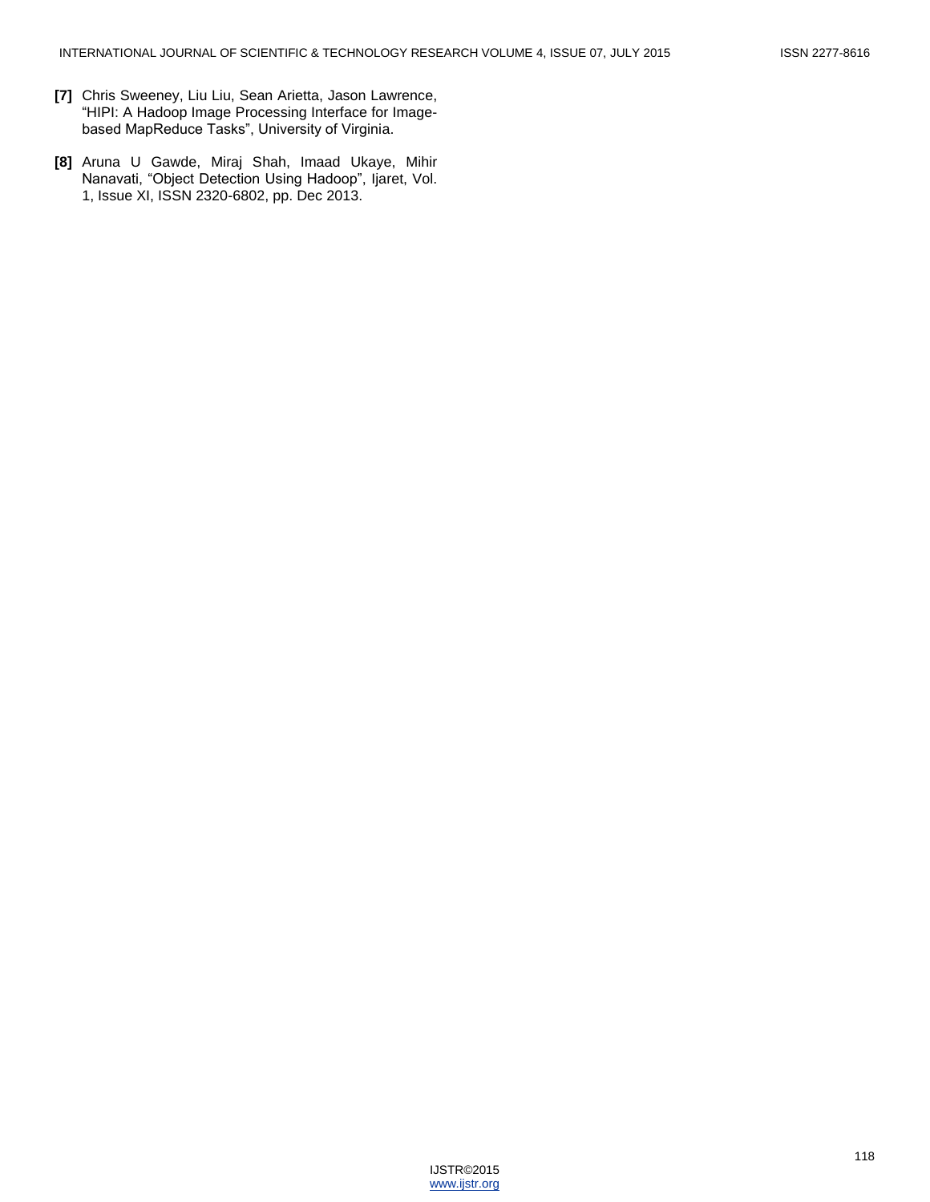**[7]** Chris Sweeney, Liu Liu, Sean Arietta, Jason Lawrence, “HIPI: A Hadoop Image Processing Interface for Image-based MapReduce Tasks”, University of Virginia.

**[8]** Aruna U Gawde, Miraj Shah, Imaad Ukaye, Mihir Nanavati, “Object Detection Using Hadoop”, Ijaret, Vol. 1, Issue XI, ISSN 2320-6802, pp. Dec 2013.